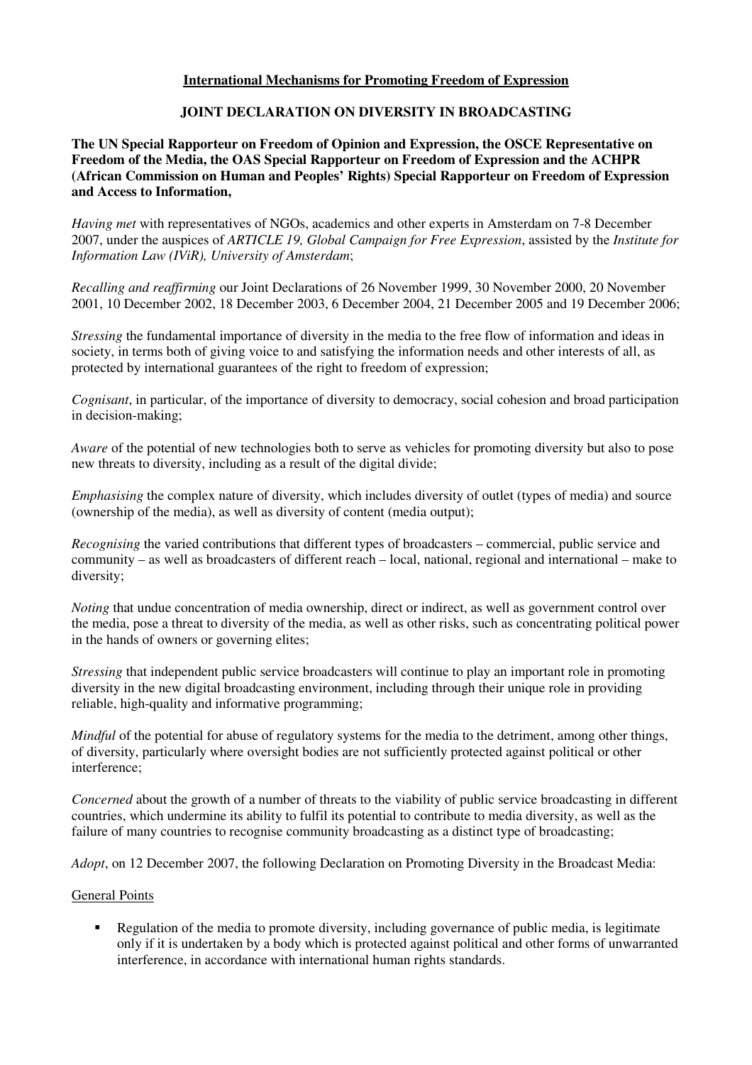**International Mechanisms for Promoting Freedom of Expression**

# JOINT DECLARATION ON DIVERSITY IN BROADCASTING

**The UN Special Rapporteur on Freedom of Opinion and Expression, the OSCE Representative on Freedom of the Media, the OAS Special Rapporteur on Freedom of Expression and the ACHPR (African Commission on Human and Peoples' Rights) Special Rapporteur on Freedom of Expression and Access to Information,**

*Having met* with representatives of NGOs, academics and other experts in Amsterdam on 7-8 December 2007, under the auspices of *ARTICLE 19, Global Campaign for Free Expression*, assisted by the *Institute for Information Law (IViR), University of Amsterdam*;

*Recalling and reaffirming* our Joint Declarations of 26 November 1999, 30 November 2000, 20 November 2001, 10 December 2002, 18 December 2003, 6 December 2004, 21 December 2005 and 19 December 2006;

*Stressing* the fundamental importance of diversity in the media to the free flow of information and ideas in society, in terms both of giving voice to and satisfying the information needs and other interests of all, as protected by international guarantees of the right to freedom of expression;

*Cognisant*, in particular, of the importance of diversity to democracy, social cohesion and broad participation in decision-making;

*Aware* of the potential of new technologies both to serve as vehicles for promoting diversity but also to pose new threats to diversity, including as a result of the digital divide;

*Emphasising* the complex nature of diversity, which includes diversity of outlet (types of media) and source (ownership of the media), as well as diversity of content (media output);

*Recognising* the varied contributions that different types of broadcasters – commercial, public service and community – as well as broadcasters of different reach – local, national, regional and international – make to diversity;

*Noting* that undue concentration of media ownership, direct or indirect, as well as government control over the media, pose a threat to diversity of the media, as well as other risks, such as concentrating political power in the hands of owners or governing elites;

*Stressing* that independent public service broadcasters will continue to play an important role in promoting diversity in the new digital broadcasting environment, including through their unique role in providing reliable, high-quality and informative programming;

*Mindful* of the potential for abuse of regulatory systems for the media to the detriment, among other things, of diversity, particularly where oversight bodies are not sufficiently protected against political or other interference;

*Concerned* about the growth of a number of threats to the viability of public service broadcasting in different countries, which undermine its ability to fulfil its potential to contribute to media diversity, as well as the failure of many countries to recognise community broadcasting as a distinct type of broadcasting;

*Adopt*, on 12 December 2007, the following Declaration on Promoting Diversity in the Broadcast Media:

## General Points

- Regulation of the media to promote diversity, including governance of public media, is legitimate only if it is undertaken by a body which is protected against political and other forms of unwarranted interference, in accordance with international human rights standards.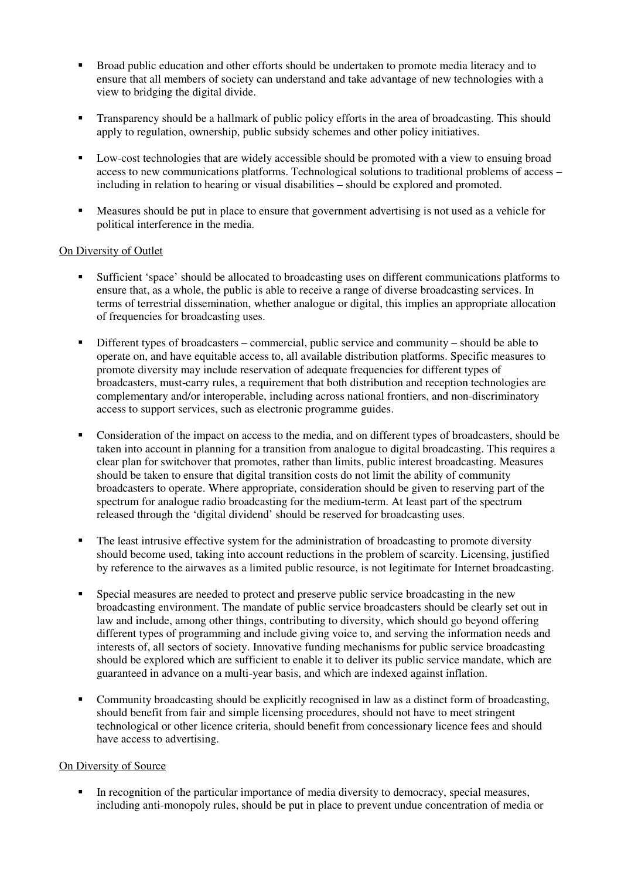- Broad public education and other efforts should be undertaken to promote media literacy and to ensure that all members of society can understand and take advantage of new technologies with a view to bridging the digital divide.

- Transparency should be a hallmark of public policy efforts in the area of broadcasting. This should apply to regulation, ownership, public subsidy schemes and other policy initiatives.

- Low-cost technologies that are widely accessible should be promoted with a view to ensuing broad access to new communications platforms. Technological solutions to traditional problems of access – including in relation to hearing or visual disabilities – should be explored and promoted.

- Measures should be put in place to ensure that government advertising is not used as a vehicle for political interference in the media.

<u>On Diversity of Outlet</u>

- Sufficient 'space' should be allocated to broadcasting uses on different communications platforms to ensure that, as a whole, the public is able to receive a range of diverse broadcasting services. In terms of terrestrial dissemination, whether analogue or digital, this implies an appropriate allocation of frequencies for broadcasting uses.

- Different types of broadcasters – commercial, public service and community – should be able to operate on, and have equitable access to, all available distribution platforms. Specific measures to promote diversity may include reservation of adequate frequencies for different types of broadcasters, must-carry rules, a requirement that both distribution and reception technologies are complementary and/or interoperable, including across national frontiers, and non-discriminatory access to support services, such as electronic programme guides.

- Consideration of the impact on access to the media, and on different types of broadcasters, should be taken into account in planning for a transition from analogue to digital broadcasting. This requires a clear plan for switchover that promotes, rather than limits, public interest broadcasting. Measures should be taken to ensure that digital transition costs do not limit the ability of community broadcasters to operate. Where appropriate, consideration should be given to reserving part of the spectrum for analogue radio broadcasting for the medium-term. At least part of the spectrum released through the 'digital dividend' should be reserved for broadcasting uses.

- The least intrusive effective system for the administration of broadcasting to promote diversity should become used, taking into account reductions in the problem of scarcity. Licensing, justified by reference to the airwaves as a limited public resource, is not legitimate for Internet broadcasting.

- Special measures are needed to protect and preserve public service broadcasting in the new broadcasting environment. The mandate of public service broadcasters should be clearly set out in law and include, among other things, contributing to diversity, which should go beyond offering different types of programming and include giving voice to, and serving the information needs and interests of, all sectors of society. Innovative funding mechanisms for public service broadcasting should be explored which are sufficient to enable it to deliver its public service mandate, which are guaranteed in advance on a multi-year basis, and which are indexed against inflation.

- Community broadcasting should be explicitly recognised in law as a distinct form of broadcasting, should benefit from fair and simple licensing procedures, should not have to meet stringent technological or other licence criteria, should benefit from concessionary licence fees and should have access to advertising.

<u>On Diversity of Source</u>

- In recognition of the particular importance of media diversity to democracy, special measures, including anti-monopoly rules, should be put in place to prevent undue concentration of media or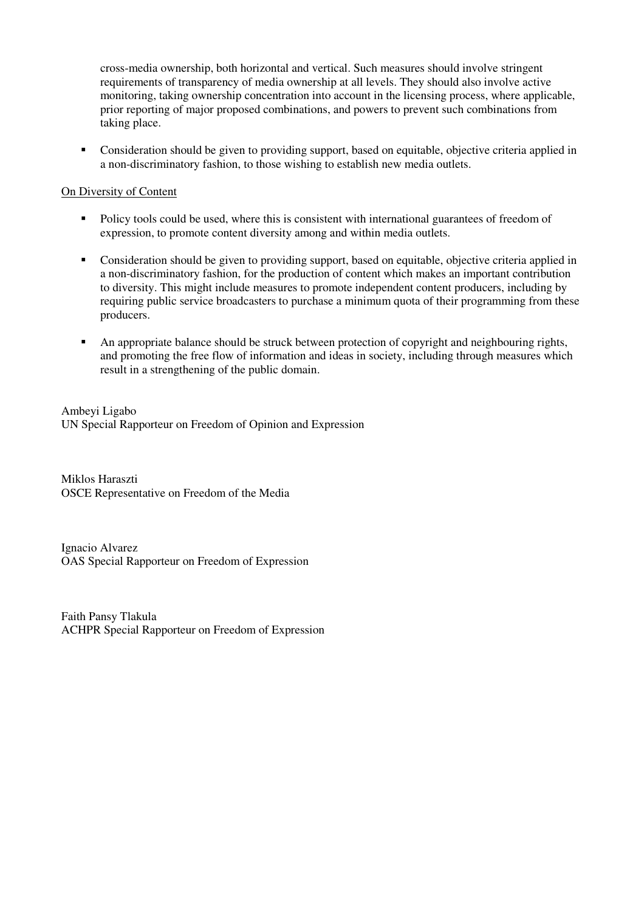cross-media ownership, both horizontal and vertical. Such measures should involve stringent requirements of transparency of media ownership at all levels. They should also involve active monitoring, taking ownership concentration into account in the licensing process, where applicable, prior reporting of major proposed combinations, and powers to prevent such combinations from taking place.

- Consideration should be given to providing support, based on equitable, objective criteria applied in a non-discriminatory fashion, to those wishing to establish new media outlets.

<u>On Diversity of Content</u>

- Policy tools could be used, where this is consistent with international guarantees of freedom of expression, to promote content diversity among and within media outlets.

- Consideration should be given to providing support, based on equitable, objective criteria applied in a non-discriminatory fashion, for the production of content which makes an important contribution to diversity. This might include measures to promote independent content producers, including by requiring public service broadcasters to purchase a minimum quota of their programming from these producers.

- An appropriate balance should be struck between protection of copyright and neighbouring rights, and promoting the free flow of information and ideas in society, including through measures which result in a strengthening of the public domain.

Ambeyi Ligabo
UN Special Rapporteur on Freedom of Opinion and Expression

Miklos Haraszti
OSCE Representative on Freedom of the Media

Ignacio Alvarez
OAS Special Rapporteur on Freedom of Expression

Faith Pansy Tlakula
ACHPR Special Rapporteur on Freedom of Expression